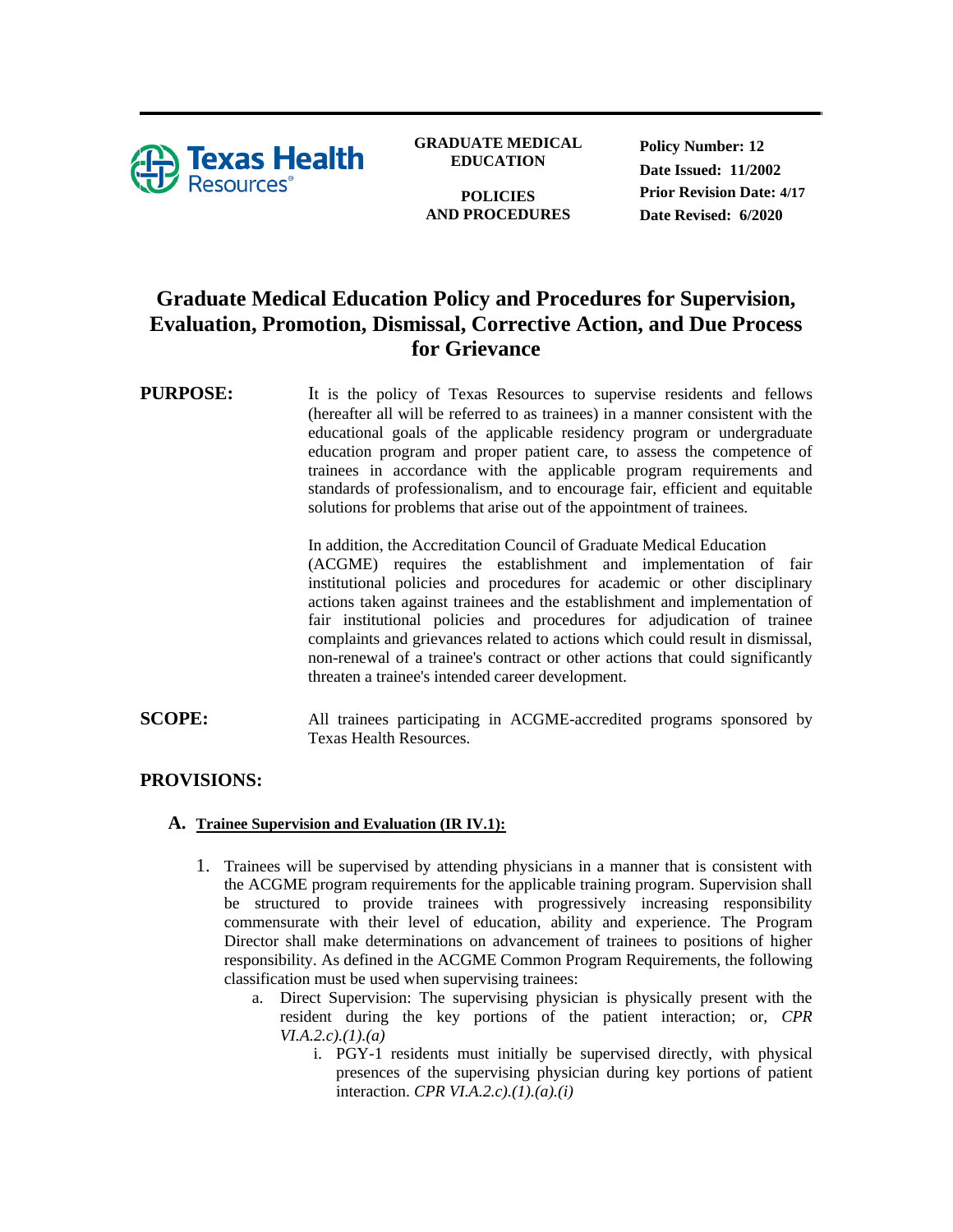**GRADUATE MEDICAL EDUCATION**

**POLICIES AND PROCEDURES**

**Policy Number: 12**
**Date Issued: 11/2002**
**Prior Revision Date: 4/17**
**Date Revised: 6/2020**

# Graduate Medical Education Policy and Procedures for Supervision, Evaluation, Promotion, Dismissal, Corrective Action, and Due Process for Grievance

**PURPOSE:**

It is the policy of Texas Resources to supervise residents and fellows (hereafter all will be referred to as trainees) in a manner consistent with the educational goals of the applicable residency program or undergraduate education program and proper patient care, to assess the competence of trainees in accordance with the applicable program requirements and standards of professionalism, and to encourage fair, efficient and equitable solutions for problems that arise out of the appointment of trainees.

In addition, the Accreditation Council of Graduate Medical Education (ACGME) requires the establishment and implementation of fair institutional policies and procedures for academic or other disciplinary actions taken against trainees and the establishment and implementation of fair institutional policies and procedures for adjudication of trainee complaints and grievances related to actions which could result in dismissal, non-renewal of a trainee's contract or other actions that could significantly threaten a trainee's intended career development.

**SCOPE:**

All trainees participating in ACGME-accredited programs sponsored by Texas Health Resources.

## PROVISIONS:

### A. Trainee Supervision and Evaluation (IR IV.1):

1. Trainees will be supervised by attending physicians in a manner that is consistent with the ACGME program requirements for the applicable training program. Supervision shall be structured to provide trainees with progressively increasing responsibility commensurate with their level of education, ability and experience. The Program Director shall make determinations on advancement of trainees to positions of higher responsibility. As defined in the ACGME Common Program Requirements, the following classification must be used when supervising trainees:
   a. Direct Supervision: The supervising physician is physically present with the resident during the key portions of the patient interaction; or, *CPR VI.A.2.c).(1).(a)*
      i. PGY-1 residents must initially be supervised directly, with physical presences of the supervising physician during key portions of patient interaction. *CPR VI.A.2.c).(1).(a).(i)*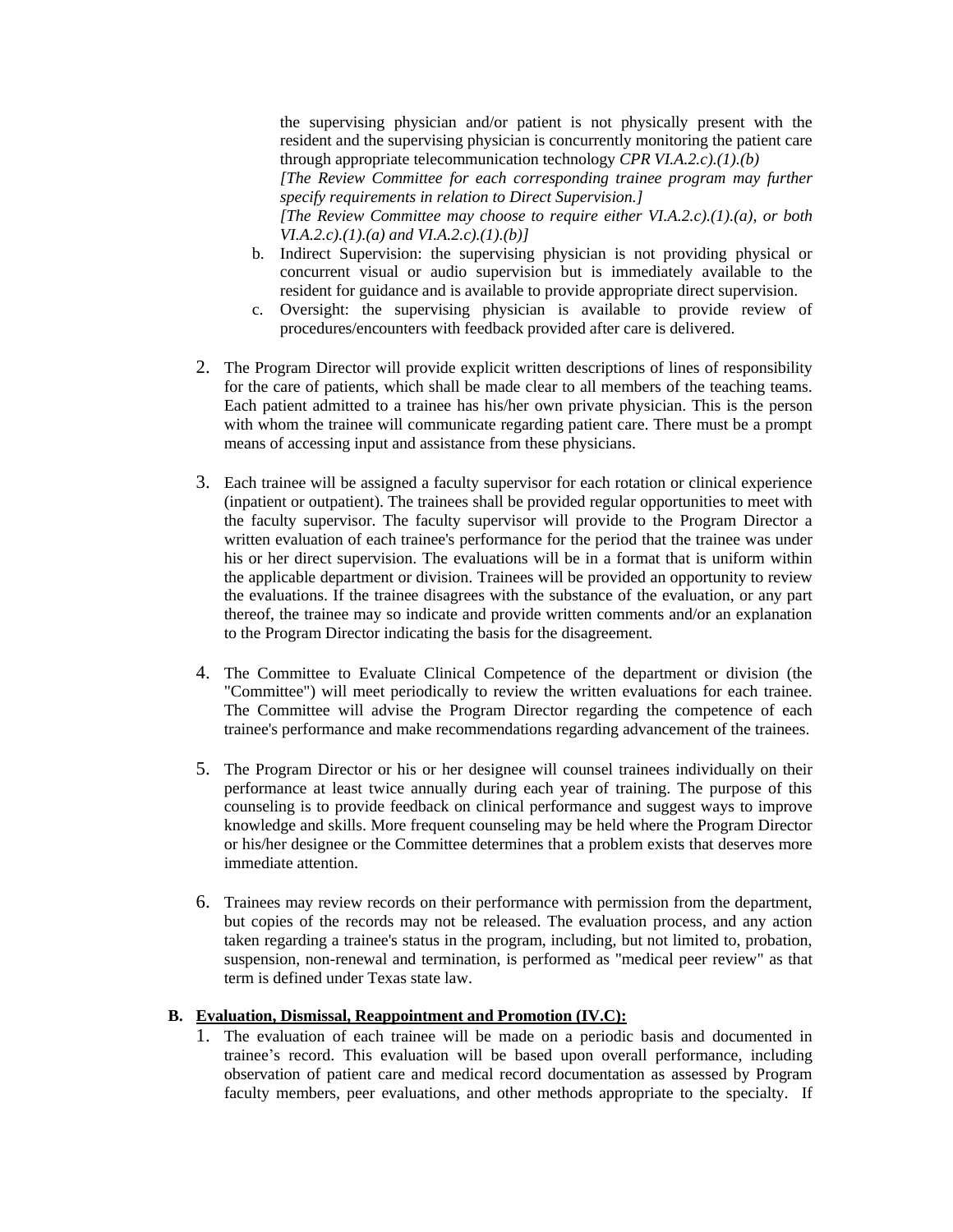the supervising physician and/or patient is not physically present with the resident and the supervising physician is concurrently monitoring the patient care through appropriate telecommunication technology *CPR VI.A.2.c).(1).(b)*

*[The Review Committee for each corresponding trainee program may further specify requirements in relation to Direct Supervision.]*

*[The Review Committee may choose to require either VI.A.2.c).(1).(a), or both VI.A.2.c).(1).(a) and VI.A.2.c).(1).(b)]*

b. Indirect Supervision: the supervising physician is not providing physical or concurrent visual or audio supervision but is immediately available to the resident for guidance and is available to provide appropriate direct supervision.

c. Oversight: the supervising physician is available to provide review of procedures/encounters with feedback provided after care is delivered.

2. The Program Director will provide explicit written descriptions of lines of responsibility for the care of patients, which shall be made clear to all members of the teaching teams. Each patient admitted to a trainee has his/her own private physician. This is the person with whom the trainee will communicate regarding patient care. There must be a prompt means of accessing input and assistance from these physicians.

3. Each trainee will be assigned a faculty supervisor for each rotation or clinical experience (inpatient or outpatient). The trainees shall be provided regular opportunities to meet with the faculty supervisor. The faculty supervisor will provide to the Program Director a written evaluation of each trainee's performance for the period that the trainee was under his or her direct supervision. The evaluations will be in a format that is uniform within the applicable department or division. Trainees will be provided an opportunity to review the evaluations. If the trainee disagrees with the substance of the evaluation, or any part thereof, the trainee may so indicate and provide written comments and/or an explanation to the Program Director indicating the basis for the disagreement.

4. The Committee to Evaluate Clinical Competence of the department or division (the "Committee") will meet periodically to review the written evaluations for each trainee. The Committee will advise the Program Director regarding the competence of each trainee's performance and make recommendations regarding advancement of the trainees.

5. The Program Director or his or her designee will counsel trainees individually on their performance at least twice annually during each year of training. The purpose of this counseling is to provide feedback on clinical performance and suggest ways to improve knowledge and skills. More frequent counseling may be held where the Program Director or his/her designee or the Committee determines that a problem exists that deserves more immediate attention.

6. Trainees may review records on their performance with permission from the department, but copies of the records may not be released. The evaluation process, and any action taken regarding a trainee's status in the program, including, but not limited to, probation, suspension, non-renewal and termination, is performed as "medical peer review" as that term is defined under Texas state law.

**B. <u>Evaluation, Dismissal, Reappointment and Promotion (IV.C):</u>**

1. The evaluation of each trainee will be made on a periodic basis and documented in trainee's record. This evaluation will be based upon overall performance, including observation of patient care and medical record documentation as assessed by Program faculty members, peer evaluations, and other methods appropriate to the specialty. If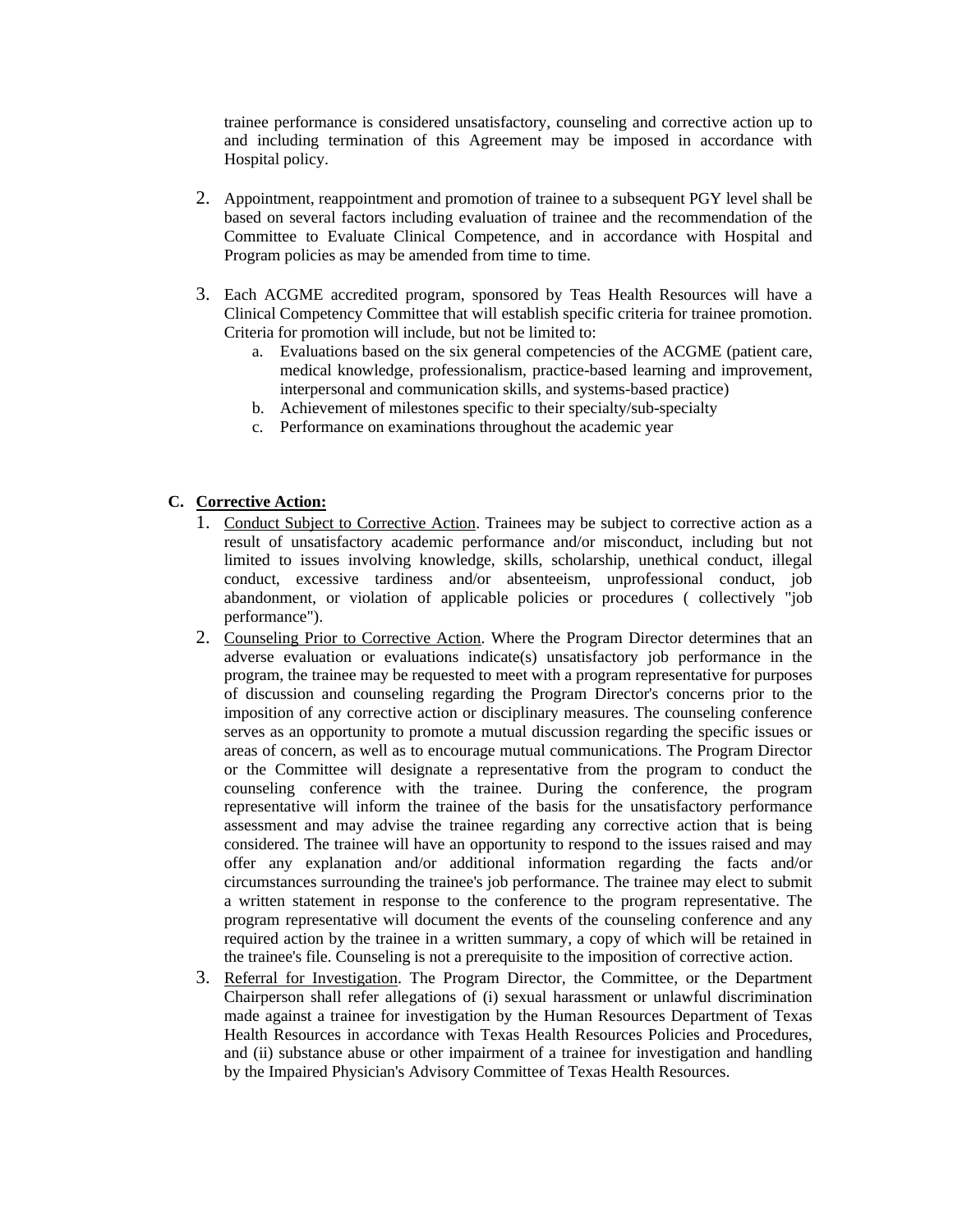trainee performance is considered unsatisfactory, counseling and corrective action up to and including termination of this Agreement may be imposed in accordance with Hospital policy.

2. Appointment, reappointment and promotion of trainee to a subsequent PGY level shall be based on several factors including evaluation of trainee and the recommendation of the Committee to Evaluate Clinical Competence, and in accordance with Hospital and Program policies as may be amended from time to time.

3. Each ACGME accredited program, sponsored by Teas Health Resources will have a Clinical Competency Committee that will establish specific criteria for trainee promotion. Criteria for promotion will include, but not be limited to:
   a. Evaluations based on the six general competencies of the ACGME (patient care, medical knowledge, professionalism, practice-based learning and improvement, interpersonal and communication skills, and systems-based practice)
   b. Achievement of milestones specific to their specialty/sub-specialty
   c. Performance on examinations throughout the academic year

**C. <u>Corrective Action:</u>**

1. <u>Conduct Subject to Corrective Action</u>. Trainees may be subject to corrective action as a result of unsatisfactory academic performance and/or misconduct, including but not limited to issues involving knowledge, skills, scholarship, unethical conduct, illegal conduct, excessive tardiness and/or absenteeism, unprofessional conduct, job abandonment, or violation of applicable policies or procedures ( collectively "job performance").
2. <u>Counseling Prior to Corrective Action</u>. Where the Program Director determines that an adverse evaluation or evaluations indicate(s) unsatisfactory job performance in the program, the trainee may be requested to meet with a program representative for purposes of discussion and counseling regarding the Program Director's concerns prior to the imposition of any corrective action or disciplinary measures. The counseling conference serves as an opportunity to promote a mutual discussion regarding the specific issues or areas of concern, as well as to encourage mutual communications. The Program Director or the Committee will designate a representative from the program to conduct the counseling conference with the trainee. During the conference, the program representative will inform the trainee of the basis for the unsatisfactory performance assessment and may advise the trainee regarding any corrective action that is being considered. The trainee will have an opportunity to respond to the issues raised and may offer any explanation and/or additional information regarding the facts and/or circumstances surrounding the trainee's job performance. The trainee may elect to submit a written statement in response to the conference to the program representative. The program representative will document the events of the counseling conference and any required action by the trainee in a written summary, a copy of which will be retained in the trainee's file. Counseling is not a prerequisite to the imposition of corrective action.
3. <u>Referral for Investigation</u>. The Program Director, the Committee, or the Department Chairperson shall refer allegations of (i) sexual harassment or unlawful discrimination made against a trainee for investigation by the Human Resources Department of Texas Health Resources in accordance with Texas Health Resources Policies and Procedures, and (ii) substance abuse or other impairment of a trainee for investigation and handling by the Impaired Physician's Advisory Committee of Texas Health Resources.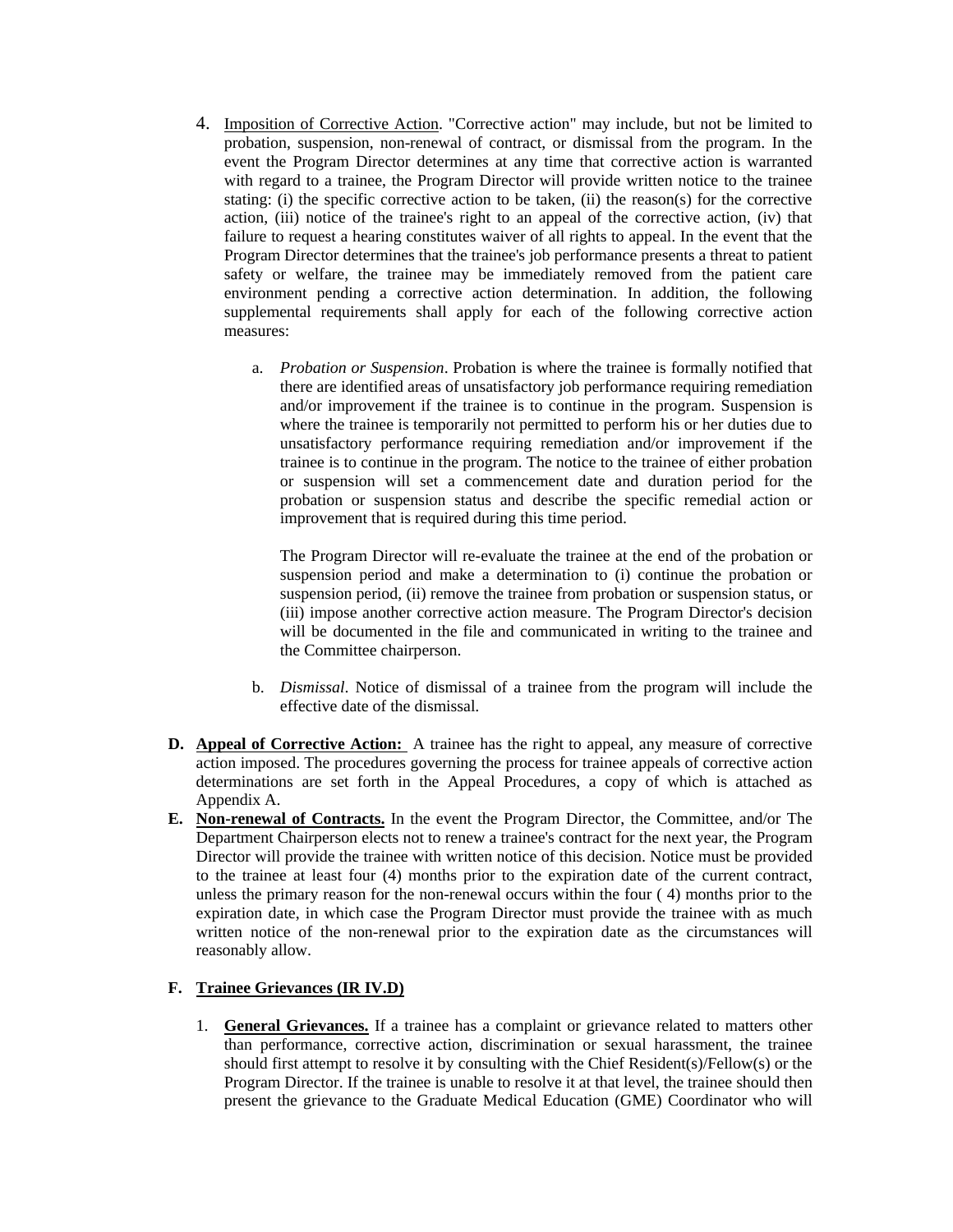4. <u>Imposition of Corrective Action</u>. "Corrective action" may include, but not be limited to probation, suspension, non-renewal of contract, or dismissal from the program. In the event the Program Director determines at any time that corrective action is warranted with regard to a trainee, the Program Director will provide written notice to the trainee stating: (i) the specific corrective action to be taken, (ii) the reason(s) for the corrective action, (iii) notice of the trainee's right to an appeal of the corrective action, (iv) that failure to request a hearing constitutes waiver of all rights to appeal. In the event that the Program Director determines that the trainee's job performance presents a threat to patient safety or welfare, the trainee may be immediately removed from the patient care environment pending a corrective action determination. In addition, the following supplemental requirements shall apply for each of the following corrective action measures:

   a. *Probation or Suspension*. Probation is where the trainee is formally notified that there are identified areas of unsatisfactory job performance requiring remediation and/or improvement if the trainee is to continue in the program. Suspension is where the trainee is temporarily not permitted to perform his or her duties due to unsatisfactory performance requiring remediation and/or improvement if the trainee is to continue in the program. The notice to the trainee of either probation or suspension will set a commencement date and duration period for the probation or suspension status and describe the specific remedial action or improvement that is required during this time period.

      The Program Director will re-evaluate the trainee at the end of the probation or suspension period and make a determination to (i) continue the probation or suspension period, (ii) remove the trainee from probation or suspension status, or (iii) impose another corrective action measure. The Program Director's decision will be documented in the file and communicated in writing to the trainee and the Committee chairperson.

   b. *Dismissal*. Notice of dismissal of a trainee from the program will include the effective date of the dismissal.

**D. <u>Appeal of Corrective Action:</u>** A trainee has the right to appeal, any measure of corrective action imposed. The procedures governing the process for trainee appeals of corrective action determinations are set forth in the Appeal Procedures, a copy of which is attached as Appendix A.

**E. <u>Non-renewal of Contracts.</u>** In the event the Program Director, the Committee, and/or The Department Chairperson elects not to renew a trainee's contract for the next year, the Program Director will provide the trainee with written notice of this decision. Notice must be provided to the trainee at least four (4) months prior to the expiration date of the current contract, unless the primary reason for the non-renewal occurs within the four ( 4) months prior to the expiration date, in which case the Program Director must provide the trainee with as much written notice of the non-renewal prior to the expiration date as the circumstances will reasonably allow.

**F. <u>Trainee Grievances (IR IV.D)</u>**

1. **<u>General Grievances.</u>** If a trainee has a complaint or grievance related to matters other than performance, corrective action, discrimination or sexual harassment, the trainee should first attempt to resolve it by consulting with the Chief Resident(s)/Fellow(s) or the Program Director. If the trainee is unable to resolve it at that level, the trainee should then present the grievance to the Graduate Medical Education (GME) Coordinator who will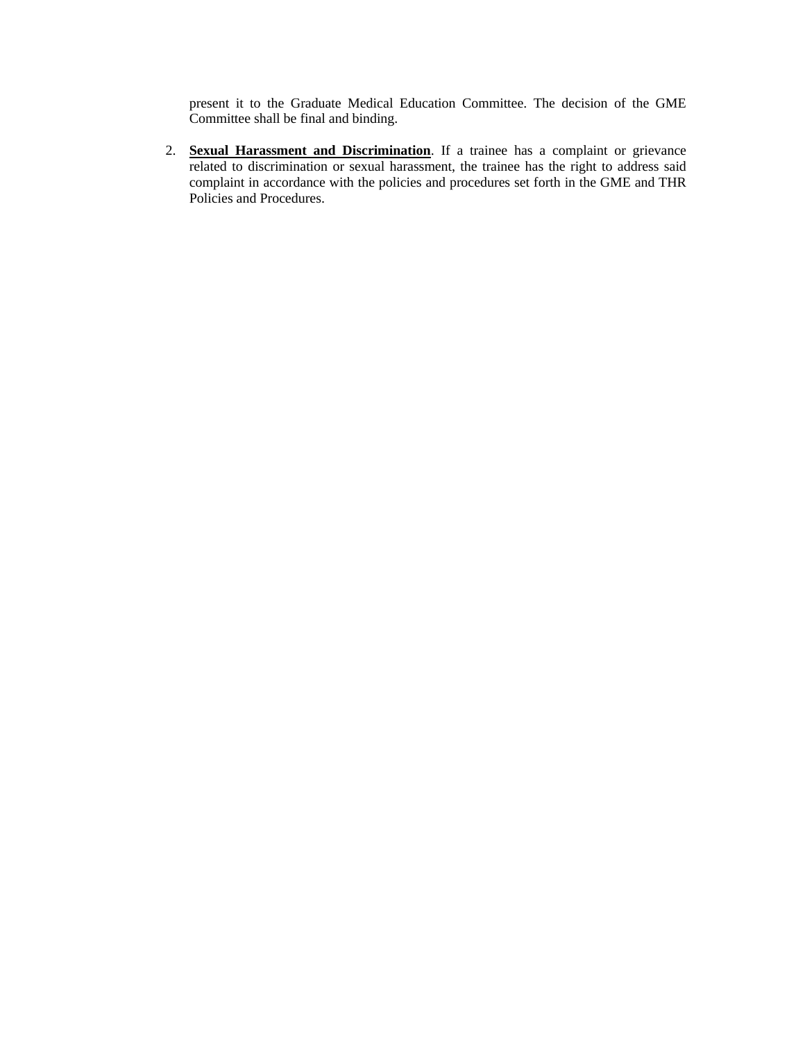present it to the Graduate Medical Education Committee. The decision of the GME Committee shall be final and binding.

2. **Sexual Harassment and Discrimination**. If a trainee has a complaint or grievance related to discrimination or sexual harassment, the trainee has the right to address said complaint in accordance with the policies and procedures set forth in the GME and THR Policies and Procedures.